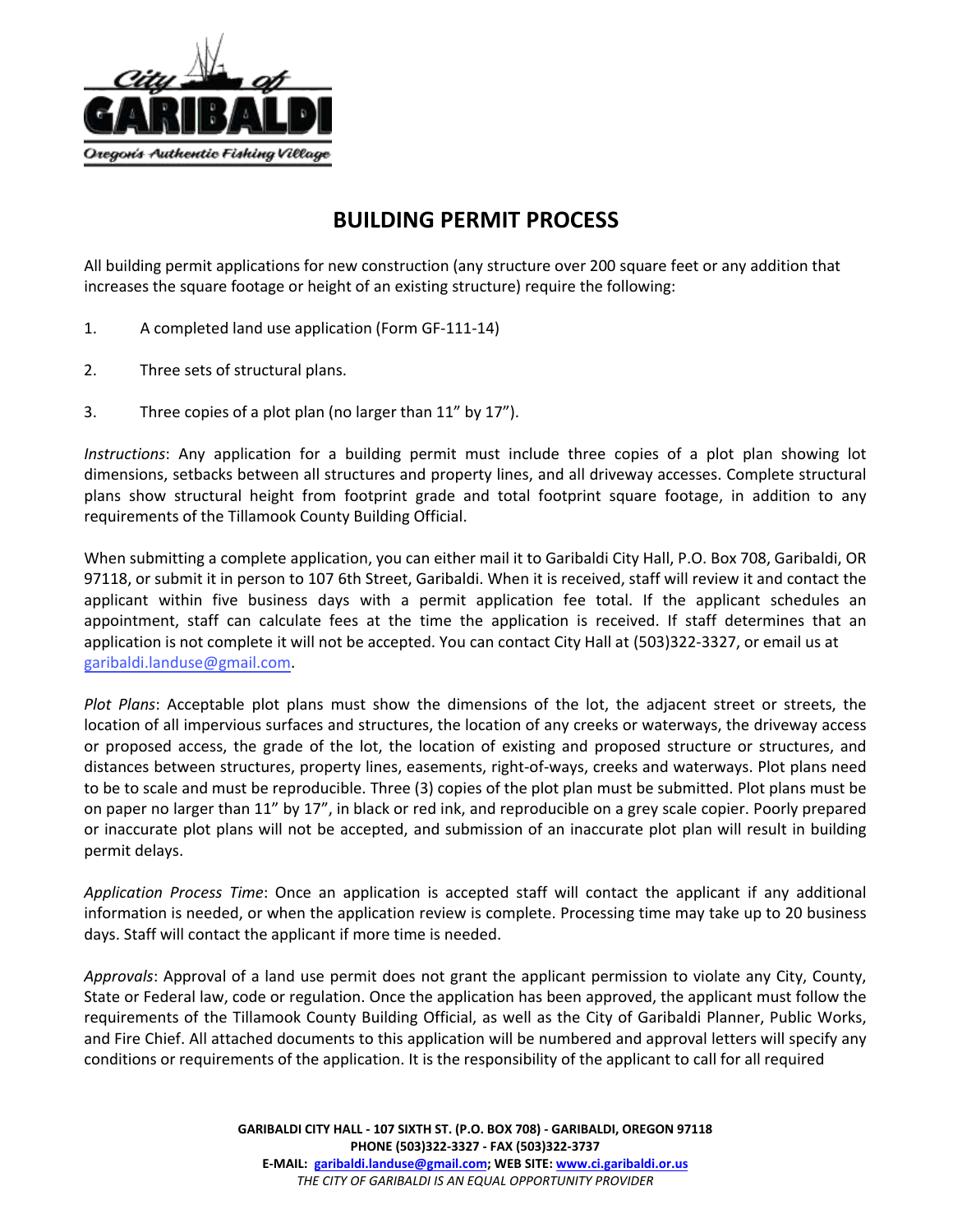# BUILDING PERMIT PROCESS

All building permit applications for new construction (any structure over 200 square feet or any addition that increases the square footage or height of an existing structure) require the following:

1. A completed land use application (Form GF-111-14)
2. Three sets of structural plans.
3. Three copies of a plot plan (no larger than 11" by 17").

*Instructions*: Any application for a building permit must include three copies of a plot plan showing lot dimensions, setbacks between all structures and property lines, and all driveway accesses. Complete structural plans show structural height from footprint grade and total footprint square footage, in addition to any requirements of the Tillamook County Building Official.

When submitting a complete application, you can either mail it to Garibaldi City Hall, P.O. Box 708, Garibaldi, OR 97118, or submit it in person to 107 6th Street, Garibaldi. When it is received, staff will review it and contact the applicant within five business days with a permit application fee total. If the applicant schedules an appointment, staff can calculate fees at the time the application is received. If staff determines that an application is not complete it will not be accepted. You can contact City Hall at (503)322-3327, or email us at garibaldi.landuse@gmail.com.

*Plot Plans*: Acceptable plot plans must show the dimensions of the lot, the adjacent street or streets, the location of all impervious surfaces and structures, the location of any creeks or waterways, the driveway access or proposed access, the grade of the lot, the location of existing and proposed structure or structures, and distances between structures, property lines, easements, right-of-ways, creeks and waterways. Plot plans need to be to scale and must be reproducible. Three (3) copies of the plot plan must be submitted. Plot plans must be on paper no larger than 11" by 17", in black or red ink, and reproducible on a grey scale copier. Poorly prepared or inaccurate plot plans will not be accepted, and submission of an inaccurate plot plan will result in building permit delays.

*Application Process Time*: Once an application is accepted staff will contact the applicant if any additional information is needed, or when the application review is complete. Processing time may take up to 20 business days. Staff will contact the applicant if more time is needed.

*Approvals*: Approval of a land use permit does not grant the applicant permission to violate any City, County, State or Federal law, code or regulation. Once the application has been approved, the applicant must follow the requirements of the Tillamook County Building Official, as well as the City of Garibaldi Planner, Public Works, and Fire Chief. All attached documents to this application will be numbered and approval letters will specify any conditions or requirements of the application. It is the responsibility of the applicant to call for all required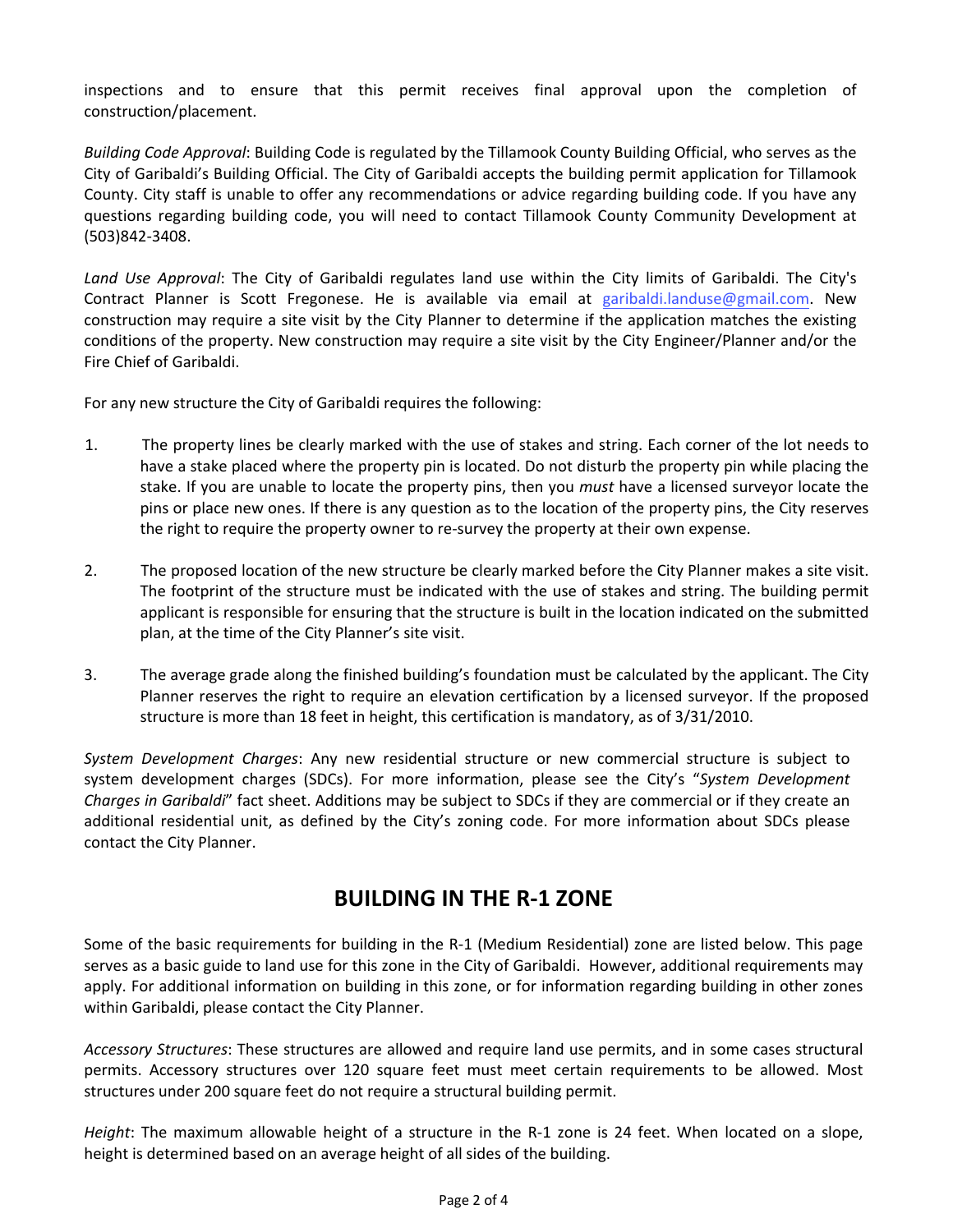inspections and to ensure that this permit receives final approval upon the completion of construction/placement.

*Building Code Approval*: Building Code is regulated by the Tillamook County Building Official, who serves as the City of Garibaldi's Building Official. The City of Garibaldi accepts the building permit application for Tillamook County. City staff is unable to offer any recommendations or advice regarding building code. If you have any questions regarding building code, you will need to contact Tillamook County Community Development at (503)842-3408.

*Land Use Approval*: The City of Garibaldi regulates land use within the City limits of Garibaldi. The City's Contract Planner is Scott Fregonese. He is available via email at garibaldi.landuse@gmail.com. New construction may require a site visit by the City Planner to determine if the application matches the existing conditions of the property. New construction may require a site visit by the City Engineer/Planner and/or the Fire Chief of Garibaldi.

For any new structure the City of Garibaldi requires the following:

1. The property lines be clearly marked with the use of stakes and string. Each corner of the lot needs to have a stake placed where the property pin is located. Do not disturb the property pin while placing the stake. If you are unable to locate the property pins, then you *must* have a licensed surveyor locate the pins or place new ones. If there is any question as to the location of the property pins, the City reserves the right to require the property owner to re-survey the property at their own expense.

2. The proposed location of the new structure be clearly marked before the City Planner makes a site visit. The footprint of the structure must be indicated with the use of stakes and string. The building permit applicant is responsible for ensuring that the structure is built in the location indicated on the submitted plan, at the time of the City Planner's site visit.

3. The average grade along the finished building's foundation must be calculated by the applicant. The City Planner reserves the right to require an elevation certification by a licensed surveyor. If the proposed structure is more than 18 feet in height, this certification is mandatory, as of 3/31/2010.

*System Development Charges*: Any new residential structure or new commercial structure is subject to system development charges (SDCs). For more information, please see the City's "*System Development Charges in Garibaldi*" fact sheet. Additions may be subject to SDCs if they are commercial or if they create an additional residential unit, as defined by the City's zoning code. For more information about SDCs please contact the City Planner.

## BUILDING IN THE R-1 ZONE

Some of the basic requirements for building in the R-1 (Medium Residential) zone are listed below. This page serves as a basic guide to land use for this zone in the City of Garibaldi. However, additional requirements may apply. For additional information on building in this zone, or for information regarding building in other zones within Garibaldi, please contact the City Planner.

*Accessory Structures*: These structures are allowed and require land use permits, and in some cases structural permits. Accessory structures over 120 square feet must meet certain requirements to be allowed. Most structures under 200 square feet do not require a structural building permit.

*Height*: The maximum allowable height of a structure in the R-1 zone is 24 feet. When located on a slope, height is determined based on an average height of all sides of the building.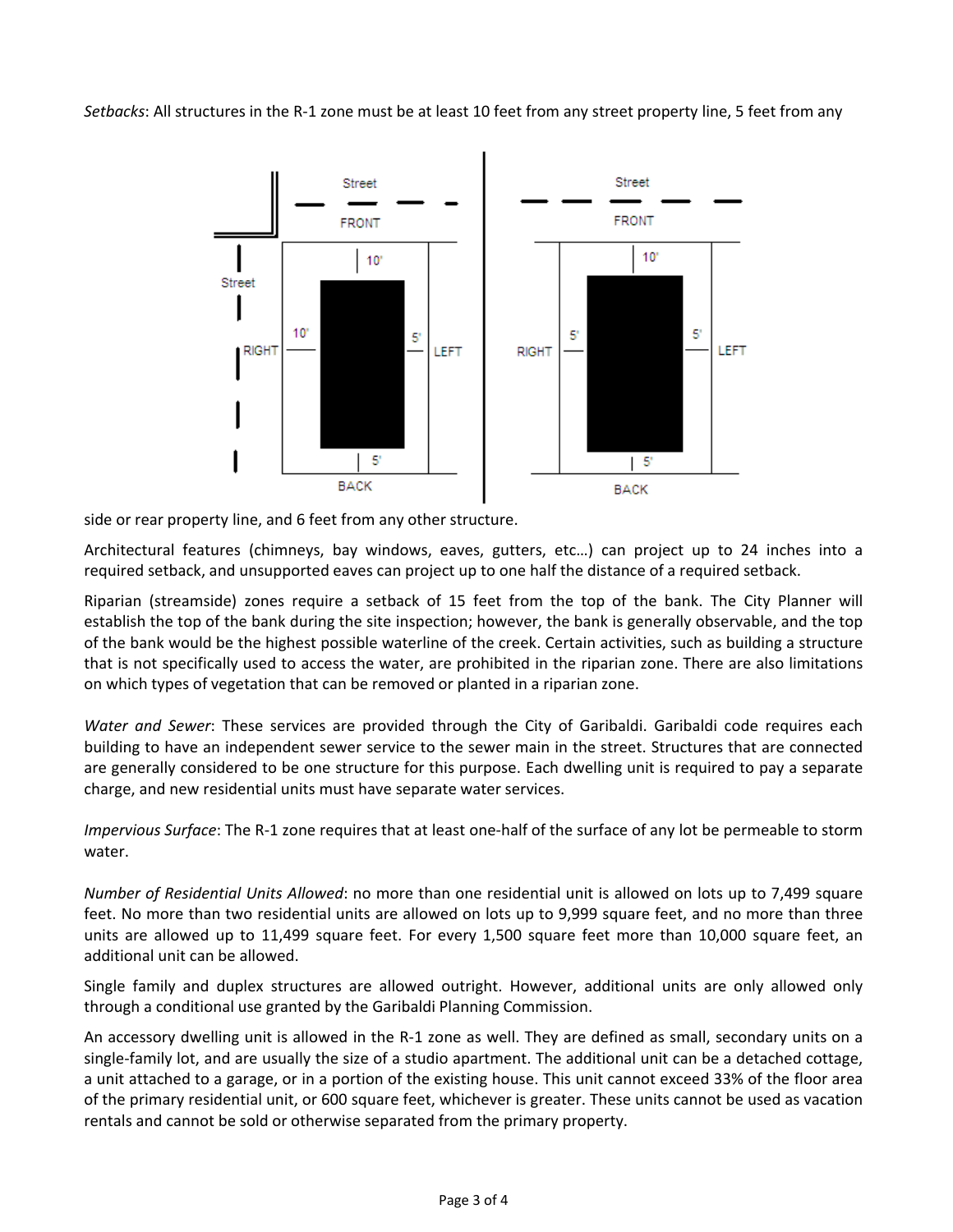*Setbacks*: All structures in the R-1 zone must be at least 10 feet from any street property line, 5 feet from any side or rear property line, and 6 feet from any other structure.

Architectural features (chimneys, bay windows, eaves, gutters, etc…) can project up to 24 inches into a required setback, and unsupported eaves can project up to one half the distance of a required setback.

Riparian (streamside) zones require a setback of 15 feet from the top of the bank. The City Planner will establish the top of the bank during the site inspection; however, the bank is generally observable, and the top of the bank would be the highest possible waterline of the creek. Certain activities, such as building a structure that is not specifically used to access the water, are prohibited in the riparian zone. There are also limitations on which types of vegetation that can be removed or planted in a riparian zone.

*Water and Sewer*: These services are provided through the City of Garibaldi. Garibaldi code requires each building to have an independent sewer service to the sewer main in the street. Structures that are connected are generally considered to be one structure for this purpose. Each dwelling unit is required to pay a separate charge, and new residential units must have separate water services.

*Impervious Surface*: The R-1 zone requires that at least one-half of the surface of any lot be permeable to storm water.

*Number of Residential Units Allowed*: no more than one residential unit is allowed on lots up to 7,499 square feet. No more than two residential units are allowed on lots up to 9,999 square feet, and no more than three units are allowed up to 11,499 square feet. For every 1,500 square feet more than 10,000 square feet, an additional unit can be allowed.

Single family and duplex structures are allowed outright. However, additional units are only allowed only through a conditional use granted by the Garibaldi Planning Commission.

An accessory dwelling unit is allowed in the R-1 zone as well. They are defined as small, secondary units on a single-family lot, and are usually the size of a studio apartment. The additional unit can be a detached cottage, a unit attached to a garage, or in a portion of the existing house. This unit cannot exceed 33% of the floor area of the primary residential unit, or 600 square feet, whichever is greater. These units cannot be used as vacation rentals and cannot be sold or otherwise separated from the primary property.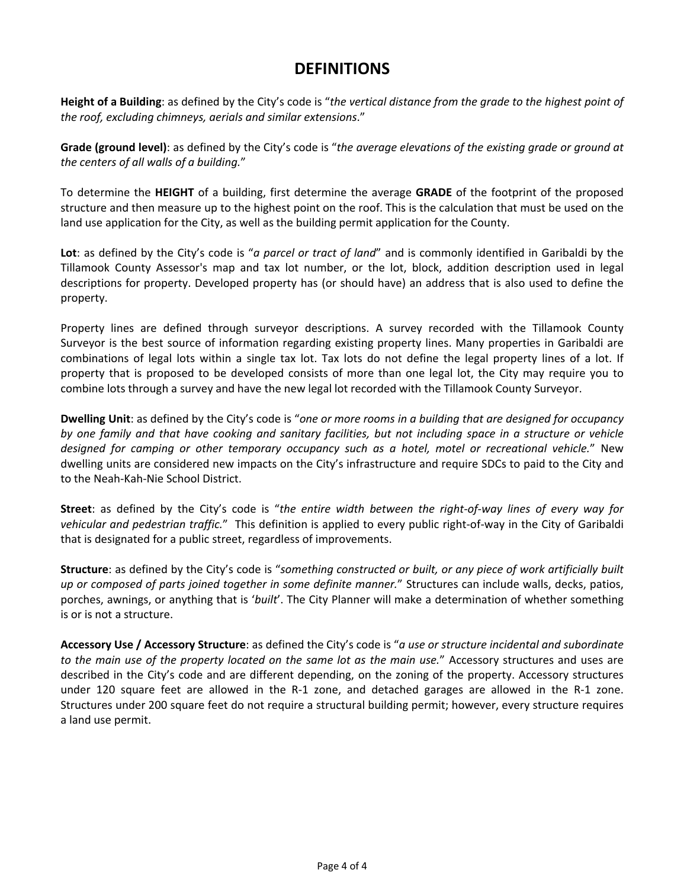# DEFINITIONS

**Height of a Building**: as defined by the City's code is "*the vertical distance from the grade to the highest point of the roof, excluding chimneys, aerials and similar extensions*."

**Grade (ground level)**: as defined by the City's code is "*the average elevations of the existing grade or ground at the centers of all walls of a building.*"

To determine the **HEIGHT** of a building, first determine the average **GRADE** of the footprint of the proposed structure and then measure up to the highest point on the roof. This is the calculation that must be used on the land use application for the City, as well as the building permit application for the County.

**Lot**: as defined by the City's code is "*a parcel or tract of land*" and is commonly identified in Garibaldi by the Tillamook County Assessor's map and tax lot number, or the lot, block, addition description used in legal descriptions for property. Developed property has (or should have) an address that is also used to define the property.

Property lines are defined through surveyor descriptions. A survey recorded with the Tillamook County Surveyor is the best source of information regarding existing property lines. Many properties in Garibaldi are combinations of legal lots within a single tax lot. Tax lots do not define the legal property lines of a lot. If property that is proposed to be developed consists of more than one legal lot, the City may require you to combine lots through a survey and have the new legal lot recorded with the Tillamook County Surveyor.

**Dwelling Unit**: as defined by the City's code is "*one or more rooms in a building that are designed for occupancy by one family and that have cooking and sanitary facilities, but not including space in a structure or vehicle designed for camping or other temporary occupancy such as a hotel, motel or recreational vehicle.*" New dwelling units are considered new impacts on the City's infrastructure and require SDCs to paid to the City and to the Neah-Kah-Nie School District.

**Street**: as defined by the City's code is "*the entire width between the right-of-way lines of every way for vehicular and pedestrian traffic.*" This definition is applied to every public right-of-way in the City of Garibaldi that is designated for a public street, regardless of improvements.

**Structure**: as defined by the City's code is "*something constructed or built, or any piece of work artificially built up or composed of parts joined together in some definite manner.*" Structures can include walls, decks, patios, porches, awnings, or anything that is '*built*'. The City Planner will make a determination of whether something is or is not a structure.

**Accessory Use / Accessory Structure**: as defined the City's code is "*a use or structure incidental and subordinate to the main use of the property located on the same lot as the main use.*" Accessory structures and uses are described in the City's code and are different depending, on the zoning of the property. Accessory structures under 120 square feet are allowed in the R-1 zone, and detached garages are allowed in the R-1 zone. Structures under 200 square feet do not require a structural building permit; however, every structure requires a land use permit.